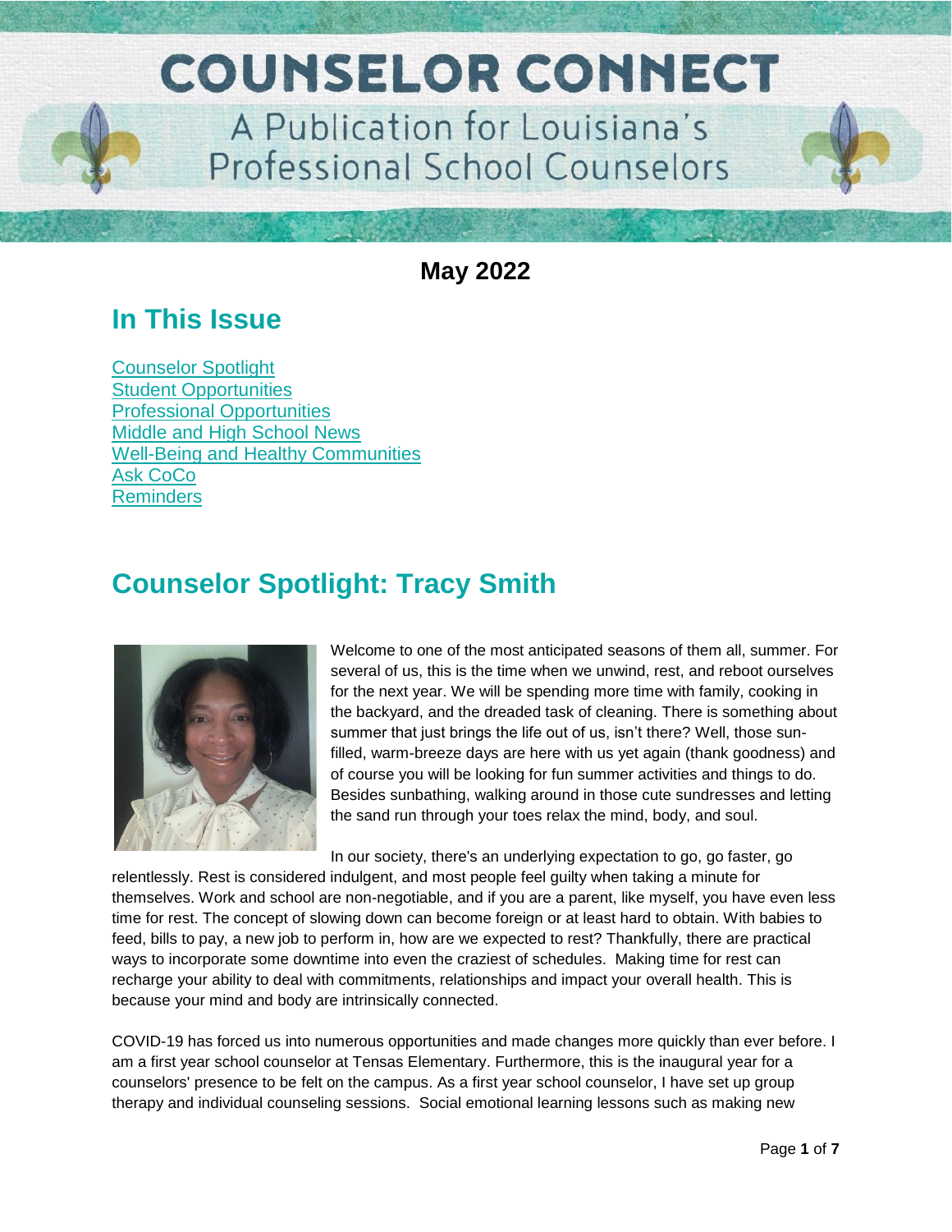# COUNSELOR CONNECT

## A Publication for Louisiana's Professional School Counselors

**May 2022**

## In This Issue

[Counselor Spotlight](#)
[Student Opportunities](#)
[Professional Opportunities](#)
[Middle and High School News](#)
[Well-Being and Healthy Communities](#)
[Ask CoCo](#)
[Reminders](#)

## Counselor Spotlight: Tracy Smith

Welcome to one of the most anticipated seasons of them all, summer. For several of us, this is the time when we unwind, rest, and reboot ourselves for the next year. We will be spending more time with family, cooking in the backyard, and the dreaded task of cleaning. There is something about summer that just brings the life out of us, isn't there? Well, those sun-filled, warm-breeze days are here with us yet again (thank goodness) and of course you will be looking for fun summer activities and things to do. Besides sunbathing, walking around in those cute sundresses and letting the sand run through your toes relax the mind, body, and soul.

In our society, there's an underlying expectation to go, go faster, go relentlessly. Rest is considered indulgent, and most people feel guilty when taking a minute for themselves. Work and school are non-negotiable, and if you are a parent, like myself, you have even less time for rest. The concept of slowing down can become foreign or at least hard to obtain. With babies to feed, bills to pay, a new job to perform in, how are we expected to rest? Thankfully, there are practical ways to incorporate some downtime into even the craziest of schedules. Making time for rest can recharge your ability to deal with commitments, relationships and impact your overall health. This is because your mind and body are intrinsically connected.

COVID-19 has forced us into numerous opportunities and made changes more quickly than ever before. I am a first year school counselor at Tensas Elementary. Furthermore, this is the inaugural year for a counselors' presence to be felt on the campus. As a first year school counselor, I have set up group therapy and individual counseling sessions. Social emotional learning lessons such as making new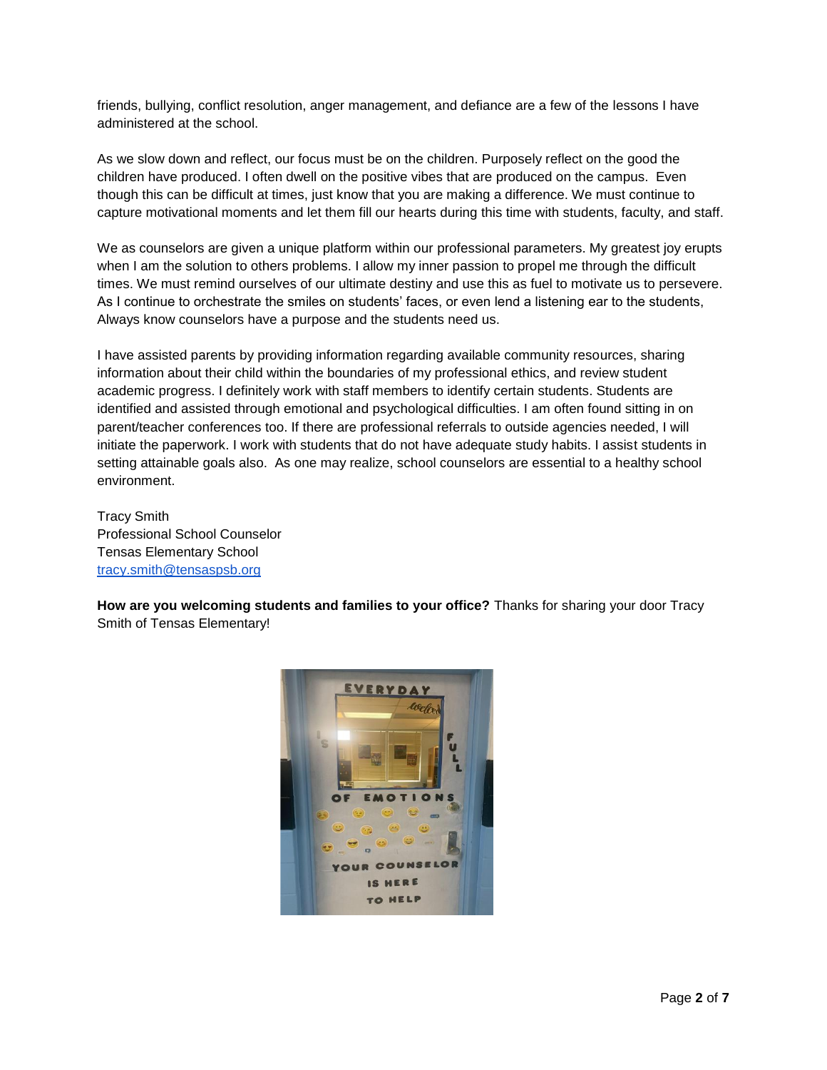friends, bullying, conflict resolution, anger management, and defiance are a few of the lessons I have administered at the school.

As we slow down and reflect, our focus must be on the children. Purposely reflect on the good the children have produced. I often dwell on the positive vibes that are produced on the campus. Even though this can be difficult at times, just know that you are making a difference. We must continue to capture motivational moments and let them fill our hearts during this time with students, faculty, and staff.

We as counselors are given a unique platform within our professional parameters. My greatest joy erupts when I am the solution to others problems. I allow my inner passion to propel me through the difficult times. We must remind ourselves of our ultimate destiny and use this as fuel to motivate us to persevere. As I continue to orchestrate the smiles on students' faces, or even lend a listening ear to the students, Always know counselors have a purpose and the students need us.

I have assisted parents by providing information regarding available community resources, sharing information about their child within the boundaries of my professional ethics, and review student academic progress. I definitely work with staff members to identify certain students. Students are identified and assisted through emotional and psychological difficulties. I am often found sitting in on parent/teacher conferences too. If there are professional referrals to outside agencies needed, I will initiate the paperwork. I work with students that do not have adequate study habits. I assist students in setting attainable goals also. As one may realize, school counselors are essential to a healthy school environment.

Tracy Smith
Professional School Counselor
Tensas Elementary School
tracy.smith@tensaspsb.org

**How are you welcoming students and families to your office?** Thanks for sharing your door Tracy Smith of Tensas Elementary!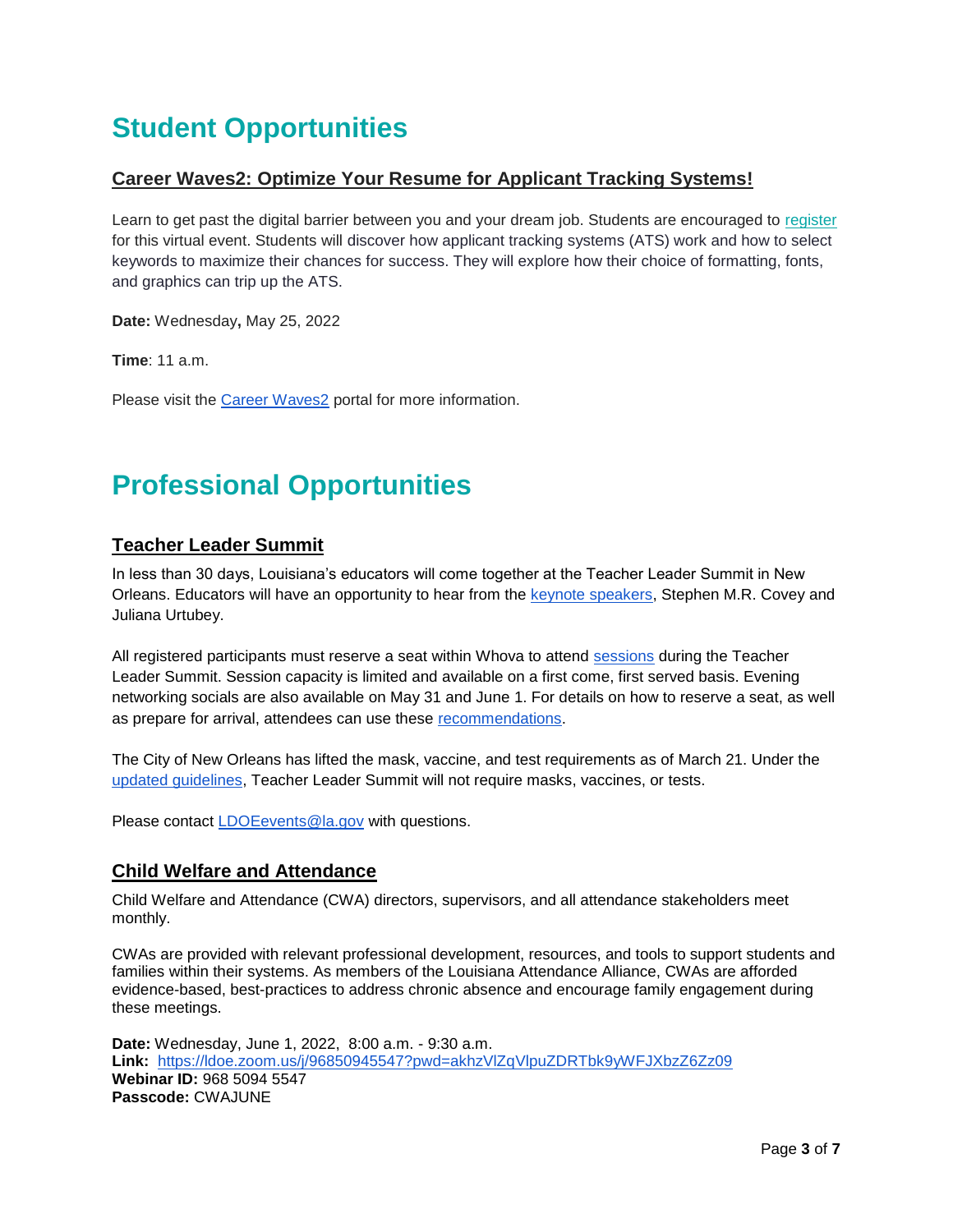# Student Opportunities

## Career Waves2: Optimize Your Resume for Applicant Tracking Systems!

Learn to get past the digital barrier between you and your dream job. Students are encouraged to register for this virtual event. Students will discover how applicant tracking systems (ATS) work and how to select keywords to maximize their chances for success. They will explore how their choice of formatting, fonts, and graphics can trip up the ATS.

**Date:** Wednesday**,** May 25, 2022

**Time**: 11 a.m.

Please visit the Career Waves2 portal for more information.

# Professional Opportunities

## Teacher Leader Summit

In less than 30 days, Louisiana's educators will come together at the Teacher Leader Summit in New Orleans. Educators will have an opportunity to hear from the keynote speakers, Stephen M.R. Covey and Juliana Urtubey.

All registered participants must reserve a seat within Whova to attend sessions during the Teacher Leader Summit. Session capacity is limited and available on a first come, first served basis. Evening networking socials are also available on May 31 and June 1. For details on how to reserve a seat, as well as prepare for arrival, attendees can use these recommendations.

The City of New Orleans has lifted the mask, vaccine, and test requirements as of March 21. Under the updated guidelines, Teacher Leader Summit will not require masks, vaccines, or tests.

Please contact LDOEevents@la.gov with questions.

## Child Welfare and Attendance

Child Welfare and Attendance (CWA) directors, supervisors, and all attendance stakeholders meet monthly.

CWAs are provided with relevant professional development, resources, and tools to support students and families within their systems. As members of the Louisiana Attendance Alliance, CWAs are afforded evidence-based, best-practices to address chronic absence and encourage family engagement during these meetings.

**Date:** Wednesday, June 1, 2022, 8:00 a.m. - 9:30 a.m.
**Link:** https://ldoe.zoom.us/j/96850945547?pwd=akhzVlZqVlpuZDRTbk9yWFJXbzZ6Zz09
**Webinar ID:** 968 5094 5547
**Passcode:** CWAJUNE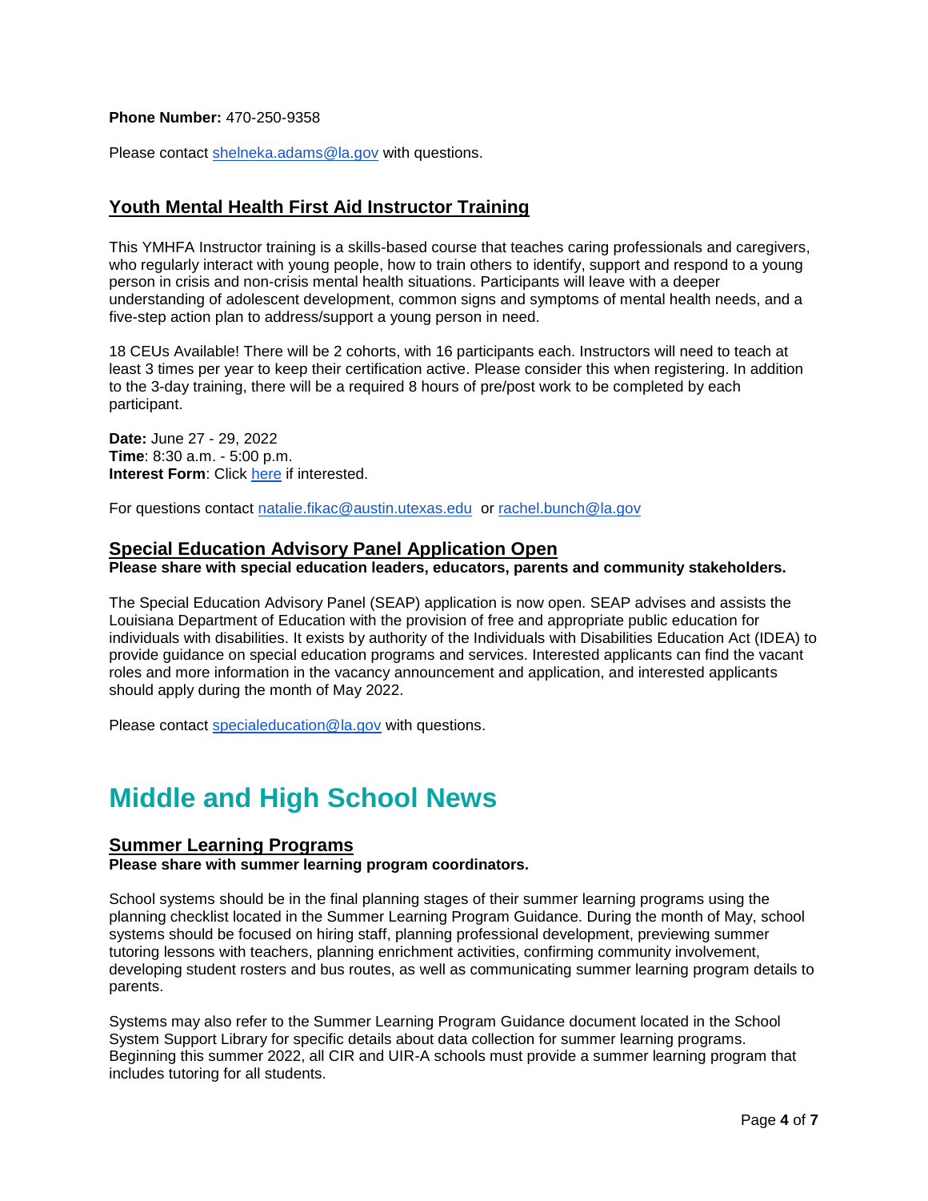**Phone Number:** 470-250-9358

Please contact [shelneka.adams@la.gov](mailto:shelneka.adams@la.gov) with questions.

## Youth Mental Health First Aid Instructor Training

This YMHFA Instructor training is a skills-based course that teaches caring professionals and caregivers, who regularly interact with young people, how to train others to identify, support and respond to a young person in crisis and non-crisis mental health situations. Participants will leave with a deeper understanding of adolescent development, common signs and symptoms of mental health needs, and a five-step action plan to address/support a young person in need.

18 CEUs Available! There will be 2 cohorts, with 16 participants each. Instructors will need to teach at least 3 times per year to keep their certification active. Please consider this when registering. In addition to the 3-day training, there will be a required 8 hours of pre/post work to be completed by each participant.

**Date:** June 27 - 29, 2022
**Time**: 8:30 a.m. - 5:00 p.m.
**Interest Form**: Click here if interested.

For questions contact [natalie.fikac@austin.utexas.edu](mailto:natalie.fikac@austin.utexas.edu) or [rachel.bunch@la.gov](mailto:rachel.bunch@la.gov)

## Special Education Advisory Panel Application Open

**Please share with special education leaders, educators, parents and community stakeholders.**

The Special Education Advisory Panel (SEAP) application is now open. SEAP advises and assists the Louisiana Department of Education with the provision of free and appropriate public education for individuals with disabilities. It exists by authority of the Individuals with Disabilities Education Act (IDEA) to provide guidance on special education programs and services. Interested applicants can find the vacant roles and more information in the vacancy announcement and application, and interested applicants should apply during the month of May 2022.

Please contact [specialeducation@la.gov](mailto:specialeducation@la.gov) with questions.

# Middle and High School News

## Summer Learning Programs

**Please share with summer learning program coordinators.**

School systems should be in the final planning stages of their summer learning programs using the planning checklist located in the Summer Learning Program Guidance. During the month of May, school systems should be focused on hiring staff, planning professional development, previewing summer tutoring lessons with teachers, planning enrichment activities, confirming community involvement, developing student rosters and bus routes, as well as communicating summer learning program details to parents.

Systems may also refer to the Summer Learning Program Guidance document located in the School System Support Library for specific details about data collection for summer learning programs. Beginning this summer 2022, all CIR and UIR-A schools must provide a summer learning program that includes tutoring for all students.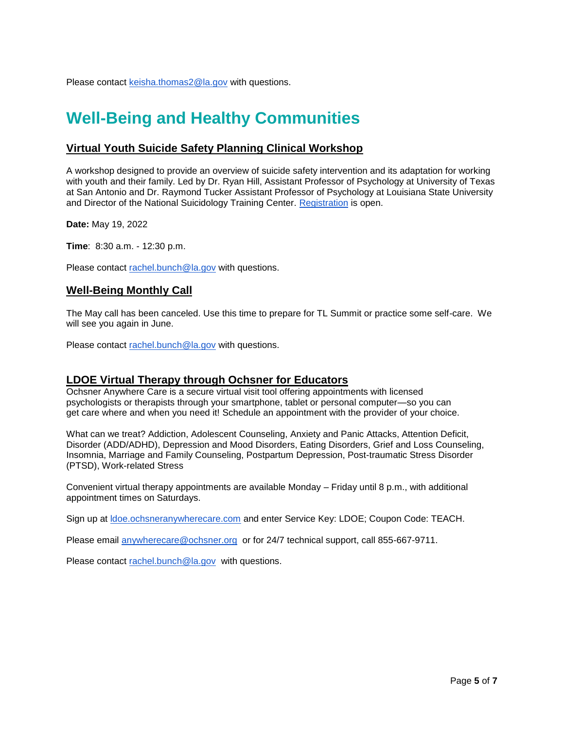Please contact keisha.thomas2@la.gov with questions.

# Well-Being and Healthy Communities

## Virtual Youth Suicide Safety Planning Clinical Workshop

A workshop designed to provide an overview of suicide safety intervention and its adaptation for working with youth and their family. Led by Dr. Ryan Hill, Assistant Professor of Psychology at University of Texas at San Antonio and Dr. Raymond Tucker Assistant Professor of Psychology at Louisiana State University and Director of the National Suicidology Training Center. Registration is open.

**Date:** May 19, 2022

**Time**: 8:30 a.m. - 12:30 p.m.

Please contact rachel.bunch@la.gov with questions.

## Well-Being Monthly Call

The May call has been canceled. Use this time to prepare for TL Summit or practice some self-care. We will see you again in June.

Please contact rachel.bunch@la.gov with questions.

## LDOE Virtual Therapy through Ochsner for Educators

Ochsner Anywhere Care is a secure virtual visit tool offering appointments with licensed psychologists or therapists through your smartphone, tablet or personal computer—so you can get care where and when you need it! Schedule an appointment with the provider of your choice.

What can we treat? Addiction, Adolescent Counseling, Anxiety and Panic Attacks, Attention Deficit, Disorder (ADD/ADHD), Depression and Mood Disorders, Eating Disorders, Grief and Loss Counseling, Insomnia, Marriage and Family Counseling, Postpartum Depression, Post-traumatic Stress Disorder (PTSD), Work-related Stress

Convenient virtual therapy appointments are available Monday – Friday until 8 p.m., with additional appointment times on Saturdays.

Sign up at ldoe.ochsneranywherecare.com and enter Service Key: LDOE; Coupon Code: TEACH.

Please email anywherecare@ochsner.org or for 24/7 technical support, call 855-667-9711.

Please contact rachel.bunch@la.gov with questions.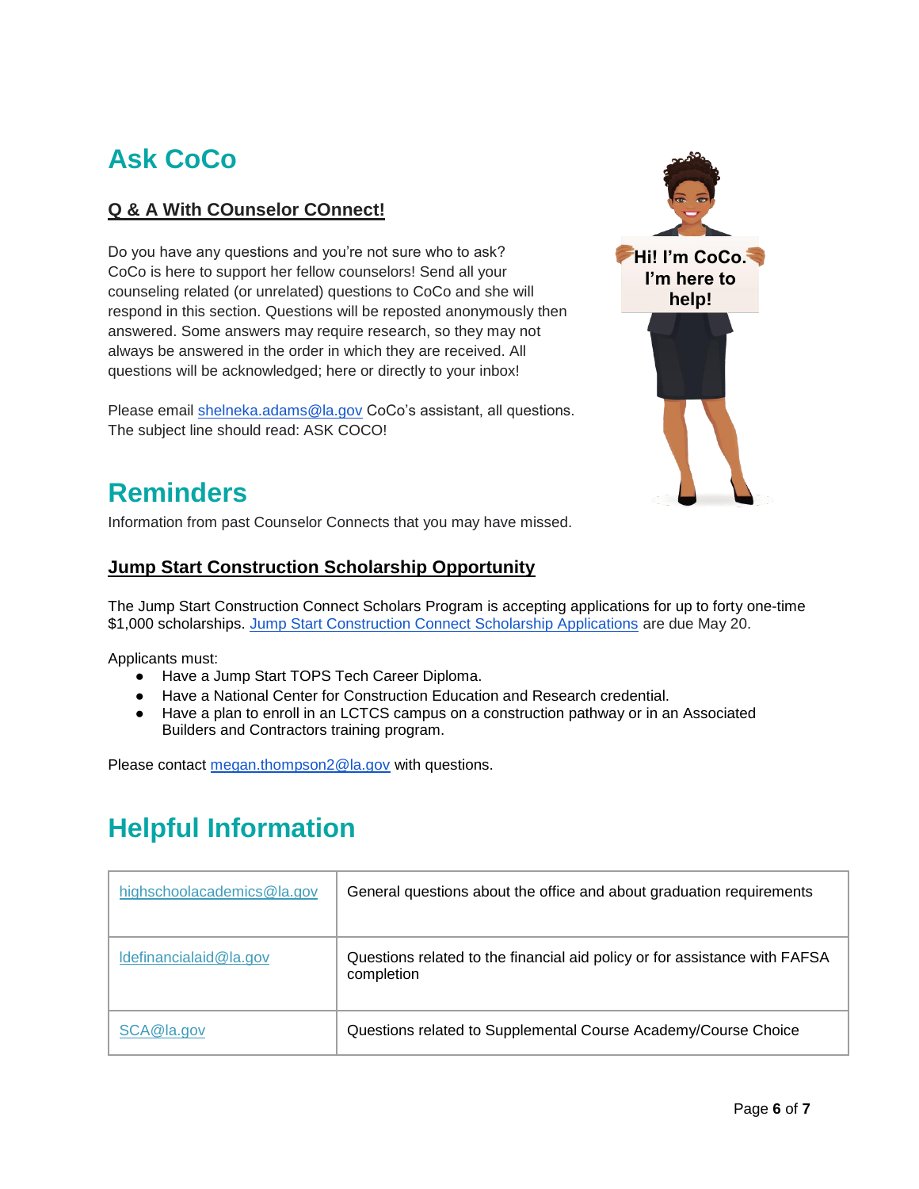# Ask CoCo

## Q & A With COunselor COnnect!

Do you have any questions and you're not sure who to ask? CoCo is here to support her fellow counselors! Send all your counseling related (or unrelated) questions to CoCo and she will respond in this section. Questions will be reposted anonymously then answered. Some answers may require research, so they may not always be answered in the order in which they are received. All questions will be acknowledged; here or directly to your inbox!

Please email shelneka.adams@la.gov CoCo's assistant, all questions. The subject line should read: ASK COCO!

Hi! I'm CoCo. I'm here to help!

# Reminders

Information from past Counselor Connects that you may have missed.

## Jump Start Construction Scholarship Opportunity

The Jump Start Construction Connect Scholars Program is accepting applications for up to forty one-time $1,000 scholarships. Jump Start Construction Connect Scholarship Applications are due May 20.

Applicants must:

- Have a Jump Start TOPS Tech Career Diploma.
- Have a National Center for Construction Education and Research credential.
- Have a plan to enroll in an LCTCS campus on a construction pathway or in an Associated Builders and Contractors training program.

Please contact megan.thompson2@la.gov with questions.

# Helpful Information

| | |
|---|---|
| highschoolacademics@la.gov | General questions about the office and about graduation requirements |
| ldefinancialaid@la.gov | Questions related to the financial aid policy or for assistance with FAFSA completion |
| SCA@la.gov | Questions related to Supplemental Course Academy/Course Choice |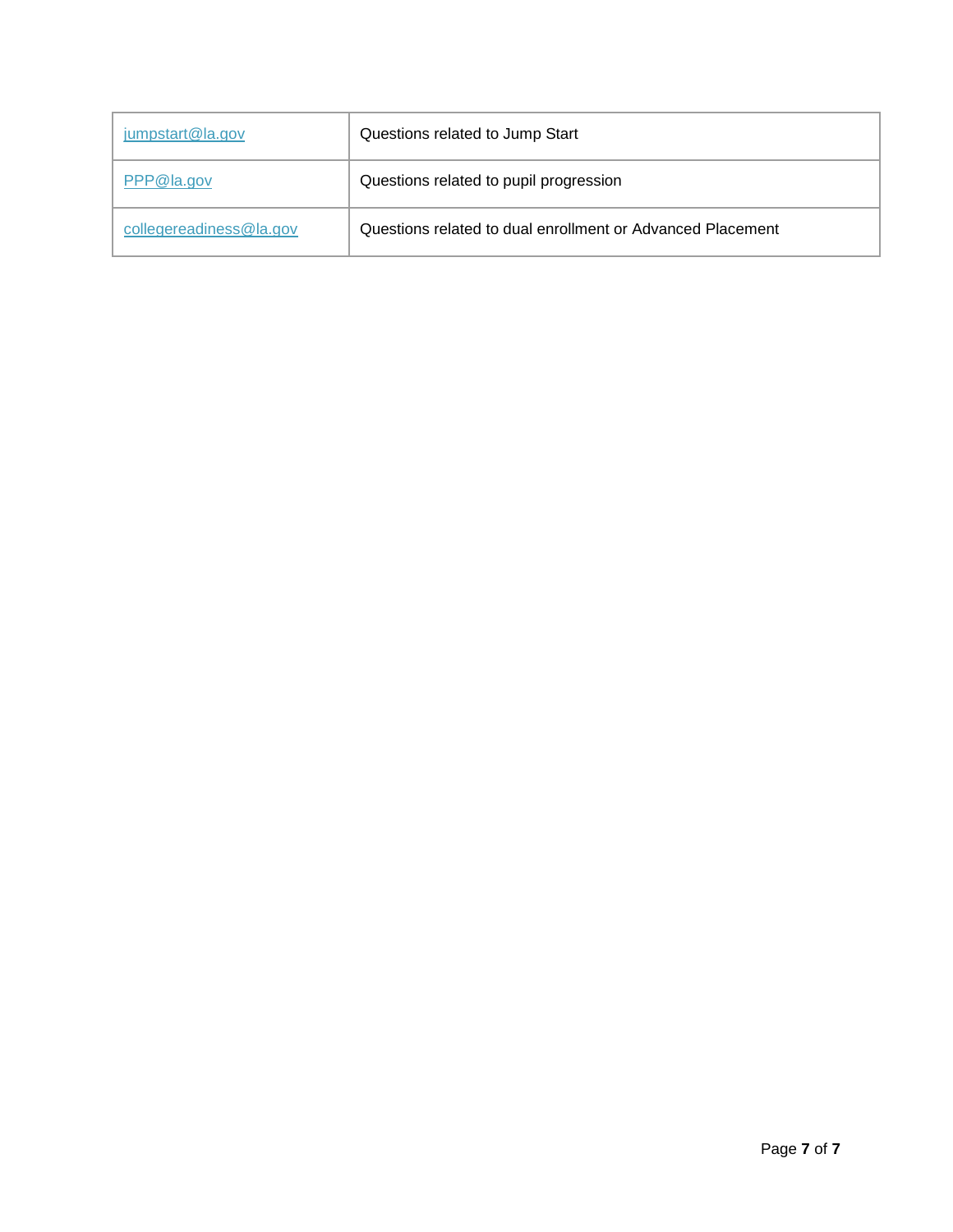| | |
|---|---|
| jumpstart@la.gov | Questions related to Jump Start |
| PPP@la.gov | Questions related to pupil progression |
| collegereadiness@la.gov | Questions related to dual enrollment or Advanced Placement |